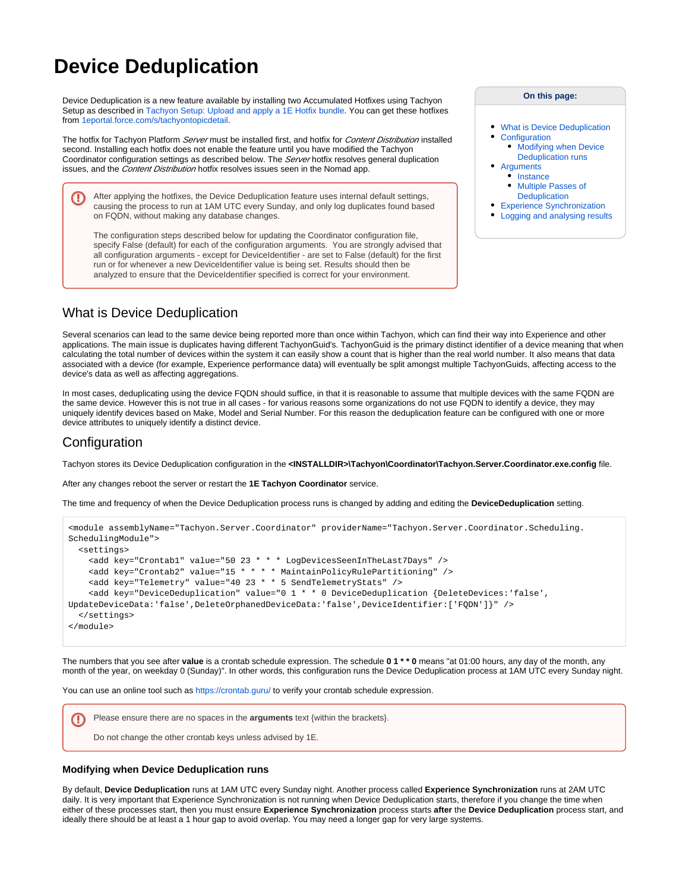# Device Deduplication

Device Deduplication is a new feature available by installing two Accumulated Hotfixes using Tachyon Setup as described in Tachyon Setup: Upload and apply a 1E Hotfix bundle. You can get these hotfixes from 1eportal.force.com/s/tachyontopicdetail.

The hotfix for Tachyon Platform *Server* must be installed first, and hotfix for *Content Distribution* installed second. Installing each hotfix does not enable the feature until you have modified the Tachyon Coordinator configuration settings as described below. The *Server* hotfix resolves general duplication issues, and the *Content Distribution* hotfix resolves issues seen in the Nomad app.

> After applying the hotfixes, the Device Deduplication feature uses internal default settings, causing the process to run at 1AM UTC every Sunday, and only log duplicates found based on FQDN, without making any database changes.
>
> The configuration steps described below for updating the Coordinator configuration file, specify False (default) for each of the configuration arguments. You are strongly advised that all configuration arguments - except for DeviceIdentifier - are set to False (default) for the first run or for whenever a new DeviceIdentifier value is being set. Results should then be analyzed to ensure that the DeviceIdentifier specified is correct for your environment.

**On this page:**

- What is Device Deduplication
- Configuration
  - Modifying when Device Deduplication runs
- Arguments
  - Instance
  - Multiple Passes of Deduplication
- Experience Synchronization
- Logging and analysing results

## What is Device Deduplication

Several scenarios can lead to the same device being reported more than once within Tachyon, which can find their way into Experience and other applications. The main issue is duplicates having different TachyonGuid's. TachyonGuid is the primary distinct identifier of a device meaning that when calculating the total number of devices within the system it can easily show a count that is higher than the real world number. It also means that data associated with a device (for example, Experience performance data) will eventually be split amongst multiple TachyonGuids, affecting access to the device's data as well as affecting aggregations.

In most cases, deduplicating using the device FQDN should suffice, in that it is reasonable to assume that multiple devices with the same FQDN are the same device. However this is not true in all cases - for various reasons some organizations do not use FQDN to identify a device, they may uniquely identify devices based on Make, Model and Serial Number. For this reason the deduplication feature can be configured with one or more device attributes to uniquely identify a distinct device.

## Configuration

Tachyon stores its Device Deduplication configuration in the **<INSTALLDIR>\Tachyon\Coordinator\Tachyon.Server.Coordinator.exe.config** file.

After any changes reboot the server or restart the **1E Tachyon Coordinator** service.

The time and frequency of when the Device Deduplication process runs is changed by adding and editing the **DeviceDeduplication** setting.

```
<module assemblyName="Tachyon.Server.Coordinator" providerName="Tachyon.Server.Coordinator.Scheduling.
SchedulingModule">
  <settings>
    <add key="Crontab1" value="50 23 * * * LogDevicesSeenInTheLast7Days" />
    <add key="Crontab2" value="15 * * * * MaintainPolicyRulePartitioning" />
    <add key="Telemetry" value="40 23 * * 5 SendTelemetryStats" />
    <add key="DeviceDeduplication" value="0 1 * * 0 DeviceDeduplication {DeleteDevices:'false',
UpdateDeviceData:'false',DeleteOrphanedDeviceData:'false',DeviceIdentifier:['FQDN']}" />
  </settings>
</module>
```

The numbers that you see after **value** is a crontab schedule expression. The schedule **0 1 * * 0** means "at 01:00 hours, any day of the month, any month of the year, on weekday 0 (Sunday)". In other words, this configuration runs the Device Deduplication process at 1AM UTC every Sunday night.

You can use an online tool such as https://crontab.guru/ to verify your crontab schedule expression.

> Please ensure there are no spaces in the **arguments** text {within the brackets}.
>
> Do not change the other crontab keys unless advised by 1E.

### Modifying when Device Deduplication runs

By default, **Device Deduplication** runs at 1AM UTC every Sunday night. Another process called **Experience Synchronization** runs at 2AM UTC daily. It is very important that Experience Synchronization is not running when Device Deduplication starts, therefore if you change the time when either of these processes start, then you must ensure **Experience Synchronization** process starts **after** the **Device Deduplication** process start, and ideally there should be at least a 1 hour gap to avoid overlap. You may need a longer gap for very large systems.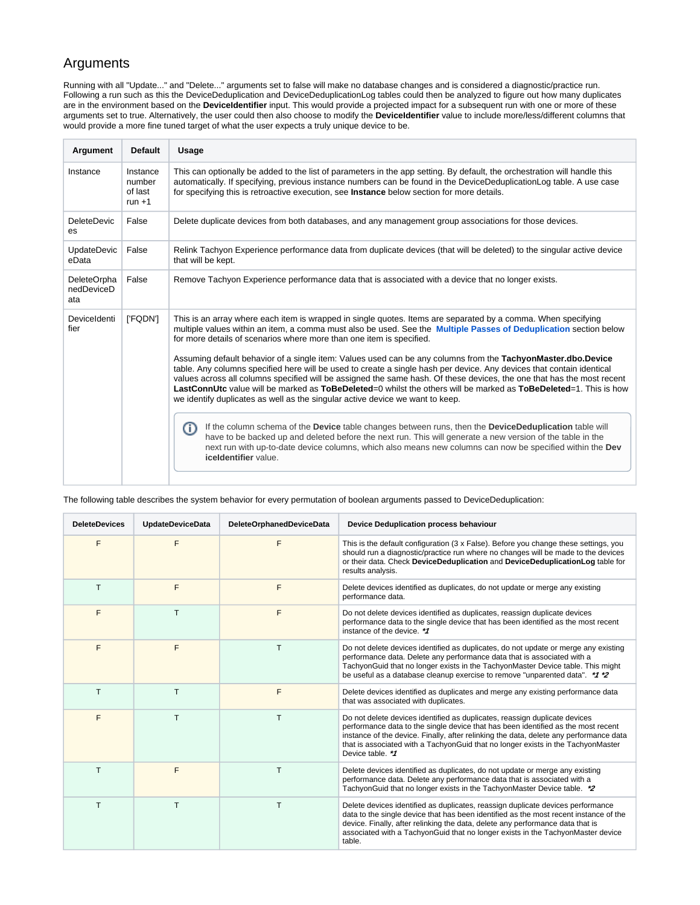## Arguments

Running with all "Update..." and "Delete..." arguments set to false will make no database changes and is considered a diagnostic/practice run. Following a run such as this the DeviceDeduplication and DeviceDeduplicationLog tables could then be analyzed to figure out how many duplicates are in the environment based on the **DeviceIdentifier** input. This would provide a projected impact for a subsequent run with one or more of these arguments set to true. Alternatively, the user could then also choose to modify the **DeviceIdentifier** value to include more/less/different columns that would provide a more fine tuned target of what the user expects a truly unique device to be.

| Argument | Default | Usage |
|---|---|---|
| Instance | Instance number of last run +1 | This can optionally be added to the list of parameters in the app setting. By default, the orchestration will handle this automatically. If specifying, previous instance numbers can be found in the DeviceDeduplicationLog table. A use case for specifying this is retroactive execution, see **Instance** below section for more details. |
| DeleteDevices | False | Delete duplicate devices from both databases, and any management group associations for those devices. |
| UpdateDeviceData | False | Relink Tachyon Experience performance data from duplicate devices (that will be deleted) to the singular active device that will be kept. |
| DeleteOrphanedDeviceData | False | Remove Tachyon Experience performance data that is associated with a device that no longer exists. |
| DeviceIdentifier | ['FQDN'] | This is an array where each item is wrapped in single quotes. Items are separated by a comma. When specifying multiple values within an item, a comma must also be used. See the **Multiple Passes of Deduplication** section below for more details of scenarios where more than one item is specified.<br><br>Assuming default behavior of a single item: Values used can be any columns from the **TachyonMaster.dbo.Device** table. Any columns specified here will be used to create a single hash per device. Any devices that contain identical values across all columns specified will be assigned the same hash. Of these devices, the one that has the most recent **LastConnUtc** value will be marked as **ToBeDeleted**=0 whilst the others will be marked as **ToBeDeleted**=1. This is how we identify duplicates as well as the singular active device we want to keep.<br><br>If the column schema of the **Device** table changes between runs, then the **DeviceDeduplication** table will have to be backed up and deleted before the next run. This will generate a new version of the table in the next run with up-to-date device columns, which also means new columns can now be specified within the **DeviceIdentifier** value. |

The following table describes the system behavior for every permutation of boolean arguments passed to DeviceDeduplication:

| DeleteDevices | UpdateDeviceData | DeleteOrphanedDeviceData | Device Deduplication process behaviour |
|---|---|---|---|
| F | F | F | This is the default configuration (3 x False). Before you change these settings, you should run a diagnostic/practice run where no changes will be made to the devices or their data. Check **DeviceDeduplication** and **DeviceDeduplicationLog** table for results analysis. |
| T | F | F | Delete devices identified as duplicates, do not update or merge any existing performance data. |
| F | T | F | Do not delete devices identified as duplicates, reassign duplicate devices performance data to the single device that has been identified as the most recent instance of the device. ***1** |
| F | F | T | Do not delete devices identified as duplicates, do not update or merge any existing performance data. Delete any performance data that is associated with a TachyonGuid that no longer exists in the TachyonMaster Device table. This might be useful as a database cleanup exercise to remove "unparented data". ***1** ***2** |
| T | T | F | Delete devices identified as duplicates and merge any existing performance data that was associated with duplicates. |
| F | T | T | Do not delete devices identified as duplicates, reassign duplicate devices performance data to the single device that has been identified as the most recent instance of the device. Finally, after relinking the data, delete any performance data that is associated with a TachyonGuid that no longer exists in the TachyonMaster Device table. ***1** |
| T | F | T | Delete devices identified as duplicates, do not update or merge any existing performance data. Delete any performance data that is associated with a TachyonGuid that no longer exists in the TachyonMaster Device table. ***2** |
| T | T | T | Delete devices identified as duplicates, reassign duplicate devices performance data to the single device that has been identified as the most recent instance of the device. Finally, after relinking the data, delete any performance data that is associated with a TachyonGuid that no longer exists in the TachyonMaster device table. |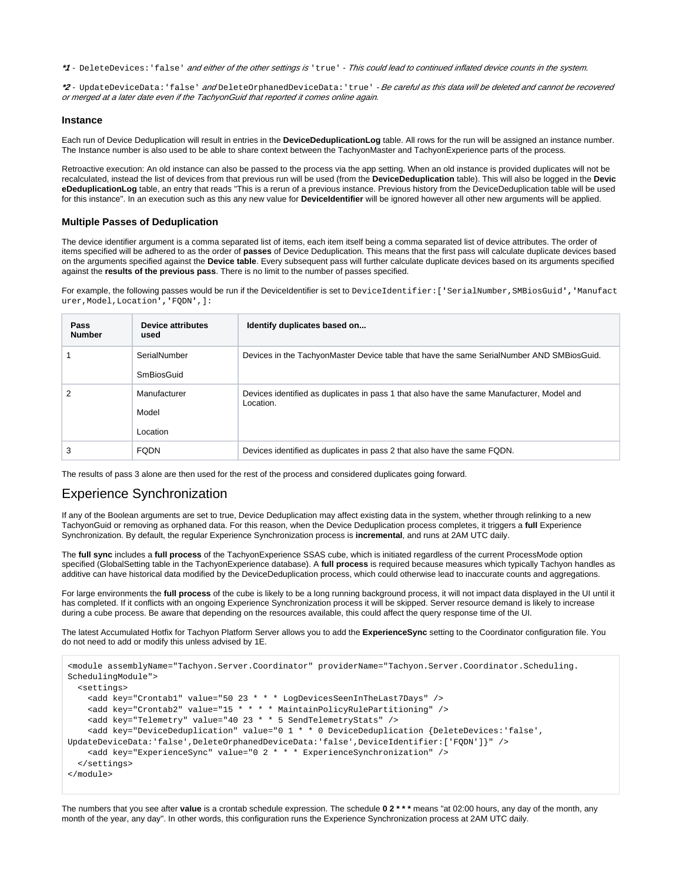***1*** - `DeleteDevices:'false'` *and either of the other settings is* `'true'` *- This could lead to continued inflated device counts in the system.*

***2*** - `UpdateDeviceData:'false'` *and* `DeleteOrphanedDeviceData:'true'` *- Be careful as this data will be deleted and cannot be recovered or merged at a later date even if the TachyonGuid that reported it comes online again.*

### Instance

Each run of Device Deduplication will result in entries in the **DeviceDeduplicationLog** table. All rows for the run will be assigned an instance number. The Instance number is also used to be able to share context between the TachyonMaster and TachyonExperience parts of the process.

Retroactive execution: An old instance can also be passed to the process via the app setting. When an old instance is provided duplicates will not be recalculated, instead the list of devices from that previous run will be used (from the **DeviceDeduplication** table). This will also be logged in the **DeviceDeduplicationLog** table, an entry that reads "This is a rerun of a previous instance. Previous history from the DeviceDeduplication table will be used for this instance". In an execution such as this any new value for **DeviceIdentifier** will be ignored however all other new arguments will be applied.

### Multiple Passes of Deduplication

The device identifier argument is a comma separated list of items, each item itself being a comma separated list of device attributes. The order of items specified will be adhered to as the order of **passes** of Device Deduplication. This means that the first pass will calculate duplicate devices based on the arguments specified against the **Device table**. Every subsequent pass will further calculate duplicate devices based on its arguments specified against the **results of the previous pass**. There is no limit to the number of passes specified.

For example, the following passes would be run if the DeviceIdentifier is set to `DeviceIdentifier:['SerialNumber,SMBiosGuid','Manufacturer,Model,Location','FQDN',]`:

| Pass Number | Device attributes used | Identify duplicates based on... |
|---|---|---|
| 1 | SerialNumber<br>SmBiosGuid | Devices in the TachyonMaster Device table that have the same SerialNumber AND SMBiosGuid. |
| 2 | Manufacturer<br>Model<br>Location | Devices identified as duplicates in pass 1 that also have the same Manufacturer, Model and Location. |
| 3 | FQDN | Devices identified as duplicates in pass 2 that also have the same FQDN. |

The results of pass 3 alone are then used for the rest of the process and considered duplicates going forward.

## Experience Synchronization

If any of the Boolean arguments are set to true, Device Deduplication may affect existing data in the system, whether through relinking to a new TachyonGuid or removing as orphaned data. For this reason, when the Device Deduplication process completes, it triggers a **full** Experience Synchronization. By default, the regular Experience Synchronization process is **incremental**, and runs at 2AM UTC daily.

The **full sync** includes a **full process** of the TachyonExperience SSAS cube, which is initiated regardless of the current ProcessMode option specified (GlobalSetting table in the TachyonExperience database). A **full process** is required because measures which typically Tachyon handles as additive can have historical data modified by the DeviceDeduplication process, which could otherwise lead to inaccurate counts and aggregations.

For large environments the **full process** of the cube is likely to be a long running background process, it will not impact data displayed in the UI until it has completed. If it conflicts with an ongoing Experience Synchronization process it will be skipped. Server resource demand is likely to increase during a cube process. Be aware that depending on the resources available, this could affect the query response time of the UI.

The latest Accumulated Hotfix for Tachyon Platform Server allows you to add the **ExperienceSync** setting to the Coordinator configuration file. You do not need to add or modify this unless advised by 1E.

```
<module assemblyName="Tachyon.Server.Coordinator" providerName="Tachyon.Server.Coordinator.Scheduling.
SchedulingModule">
  <settings>
    <add key="Crontab1" value="50 23 * * * LogDevicesSeenInTheLast7Days" />
    <add key="Crontab2" value="15 * * * * MaintainPolicyRulePartitioning" />
    <add key="Telemetry" value="40 23 * * 5 SendTelemetryStats" />
    <add key="DeviceDeduplication" value="0 1 * * 0 DeviceDeduplication {DeleteDevices:'false',
UpdateDeviceData:'false',DeleteOrphanedDeviceData:'false',DeviceIdentifier:['FQDN']}" />
    <add key="ExperienceSync" value="0 2 * * * ExperienceSynchronization" />
  </settings>
</module>
```

The numbers that you see after **value** is a crontab schedule expression. The schedule **0 2 * * *** means "at 02:00 hours, any day of the month, any month of the year, any day". In other words, this configuration runs the Experience Synchronization process at 2AM UTC daily.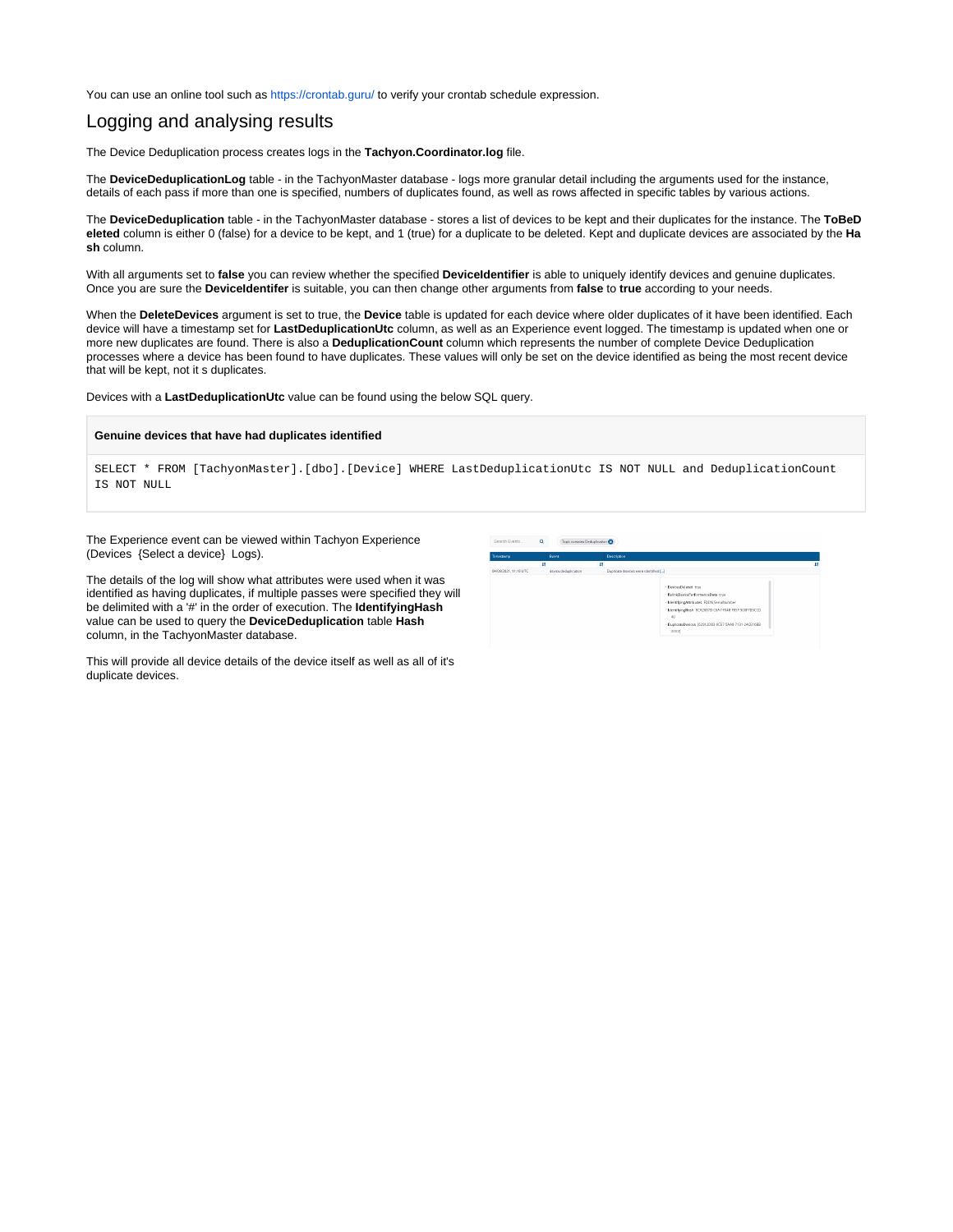You can use an online tool such as https://crontab.guru/ to verify your crontab schedule expression.

## Logging and analysing results

The Device Deduplication process creates logs in the **Tachyon.Coordinator.log** file.

The **DeviceDeduplicationLog** table - in the TachyonMaster database - logs more granular detail including the arguments used for the instance, details of each pass if more than one is specified, numbers of duplicates found, as well as rows affected in specific tables by various actions.

The **DeviceDeduplication** table - in the TachyonMaster database - stores a list of devices to be kept and their duplicates for the instance. The **ToBeDeleted** column is either 0 (false) for a device to be kept, and 1 (true) for a duplicate to be deleted. Kept and duplicate devices are associated by the **Hash** column.

With all arguments set to **false** you can review whether the specified **DeviceIdentifier** is able to uniquely identify devices and genuine duplicates. Once you are sure the **DeviceIdentifer** is suitable, you can then change other arguments from **false** to **true** according to your needs.

When the **DeleteDevices** argument is set to true, the **Device** table is updated for each device where older duplicates of it have been identified. Each device will have a timestamp set for **LastDeduplicationUtc** column, as well as an Experience event logged. The timestamp is updated when one or more new duplicates are found. There is also a **DeduplicationCount** column which represents the number of complete Device Deduplication processes where a device has been found to have duplicates. These values will only be set on the device identified as being the most recent device that will be kept, not it s duplicates.

Devices with a **LastDeduplicationUtc** value can be found using the below SQL query.

**Genuine devices that have had duplicates identified**

```
SELECT * FROM [TachyonMaster].[dbo].[Device] WHERE LastDeduplicationUtc IS NOT NULL and DeduplicationCount IS NOT NULL
```

The Experience event can be viewed within Tachyon Experience (Devices {Select a device} Logs).

The details of the log will show what attributes were used when it was identified as having duplicates, if multiple passes were specified they will be delimited with a '#' in the order of execution. The **IdentifyingHash** value can be used to query the **DeviceDeduplication** table **Hash** column, in the TachyonMaster database.

This will provide all device details of the device itself as well as all of it's duplicate devices.